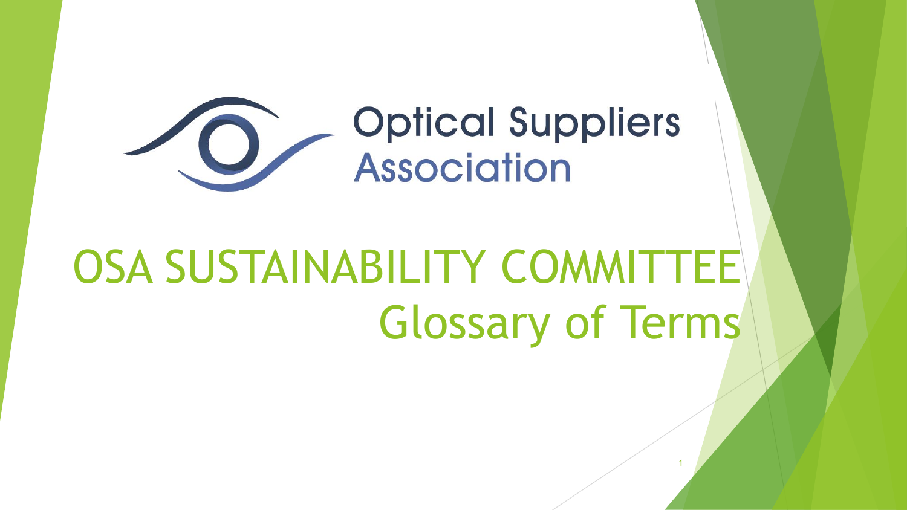Optical Suppliers Association

# OSA SUSTAINABILITY COMMITTEE

## Glossary of Terms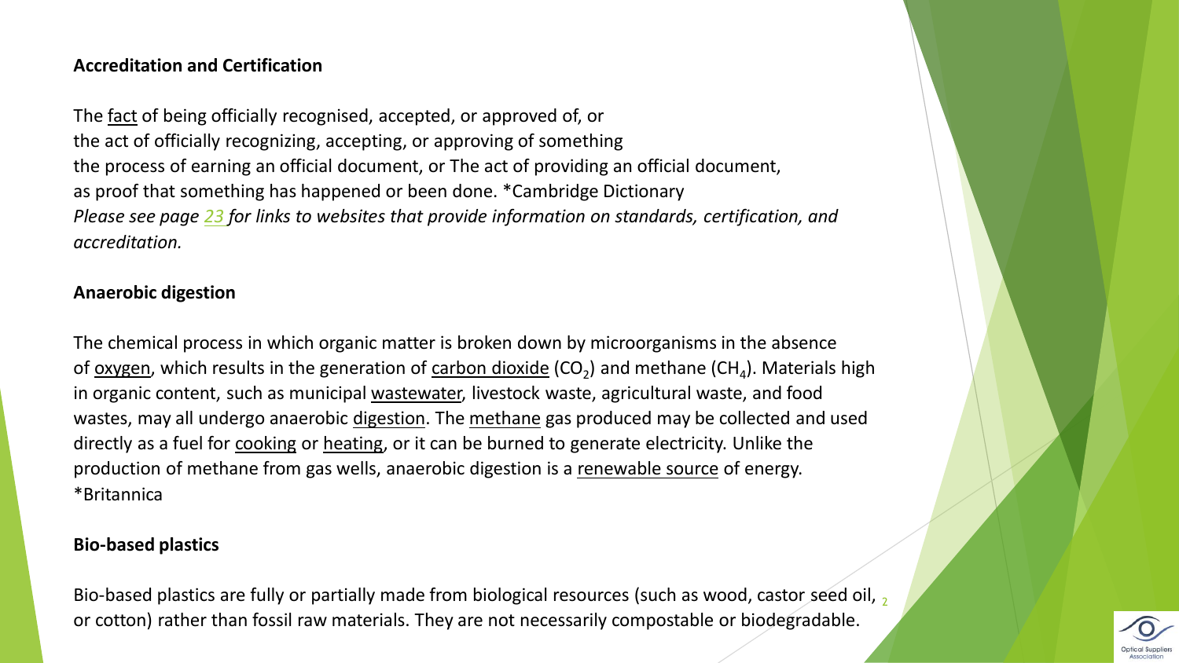**Accreditation and Certification**

The fact of being officially recognised, accepted, or approved of, or
the act of officially recognizing, accepting, or approving of something
the process of earning an official document, or The act of providing an official document,
as proof that something has happened or been done. *Cambridge Dictionary
*Please see page 23 for links to websites that provide information on standards, certification, and accreditation.*

**Anaerobic digestion**

The chemical process in which organic matter is broken down by microorganisms in the absence of oxygen, which results in the generation of carbon dioxide ($CO_2$) and methane ($CH_4$). Materials high in organic content, such as municipal wastewater, livestock waste, agricultural waste, and food wastes, may all undergo anaerobic digestion. The methane gas produced may be collected and used directly as a fuel for cooking or heating, or it can be burned to generate electricity. Unlike the production of methane from gas wells, anaerobic digestion is a renewable source of energy. *Britannica

**Bio-based plastics**

Bio-based plastics are fully or partially made from biological resources (such as wood, castor seed oil, or cotton) rather than fossil raw materials. They are not necessarily compostable or biodegradable.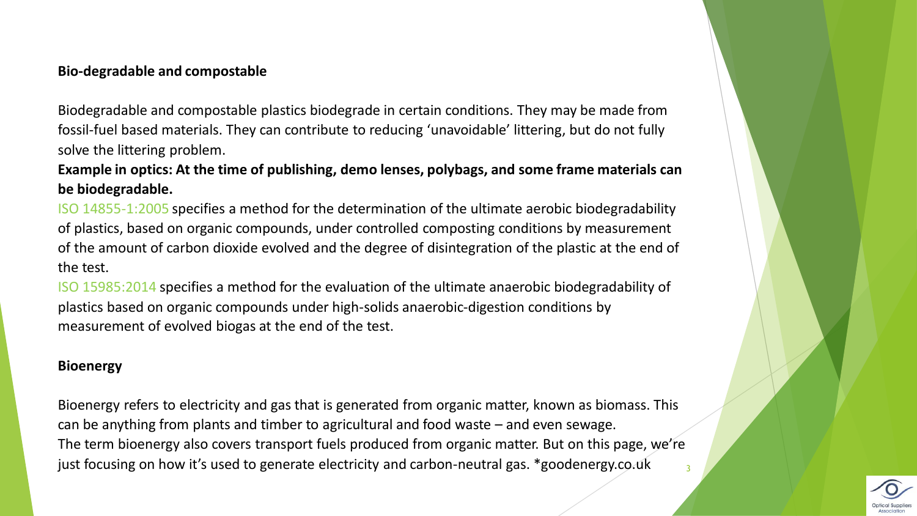**Bio-degradable and compostable**

Biodegradable and compostable plastics biodegrade in certain conditions. They may be made from fossil-fuel based materials. They can contribute to reducing 'unavoidable' littering, but do not fully solve the littering problem.

**Example in optics: At the time of publishing, demo lenses, polybags, and some frame materials can be biodegradable.**

ISO 14855-1:2005 specifies a method for the determination of the ultimate aerobic biodegradability of plastics, based on organic compounds, under controlled composting conditions by measurement of the amount of carbon dioxide evolved and the degree of disintegration of the plastic at the end of the test.

ISO 15985:2014 specifies a method for the evaluation of the ultimate anaerobic biodegradability of plastics based on organic compounds under high-solids anaerobic-digestion conditions by measurement of evolved biogas at the end of the test.

**Bioenergy**

Bioenergy refers to electricity and gas that is generated from organic matter, known as biomass. This can be anything from plants and timber to agricultural and food waste – and even sewage.

The term bioenergy also covers transport fuels produced from organic matter. But on this page, we're just focusing on how it's used to generate electricity and carbon-neutral gas. *goodenergy.co.uk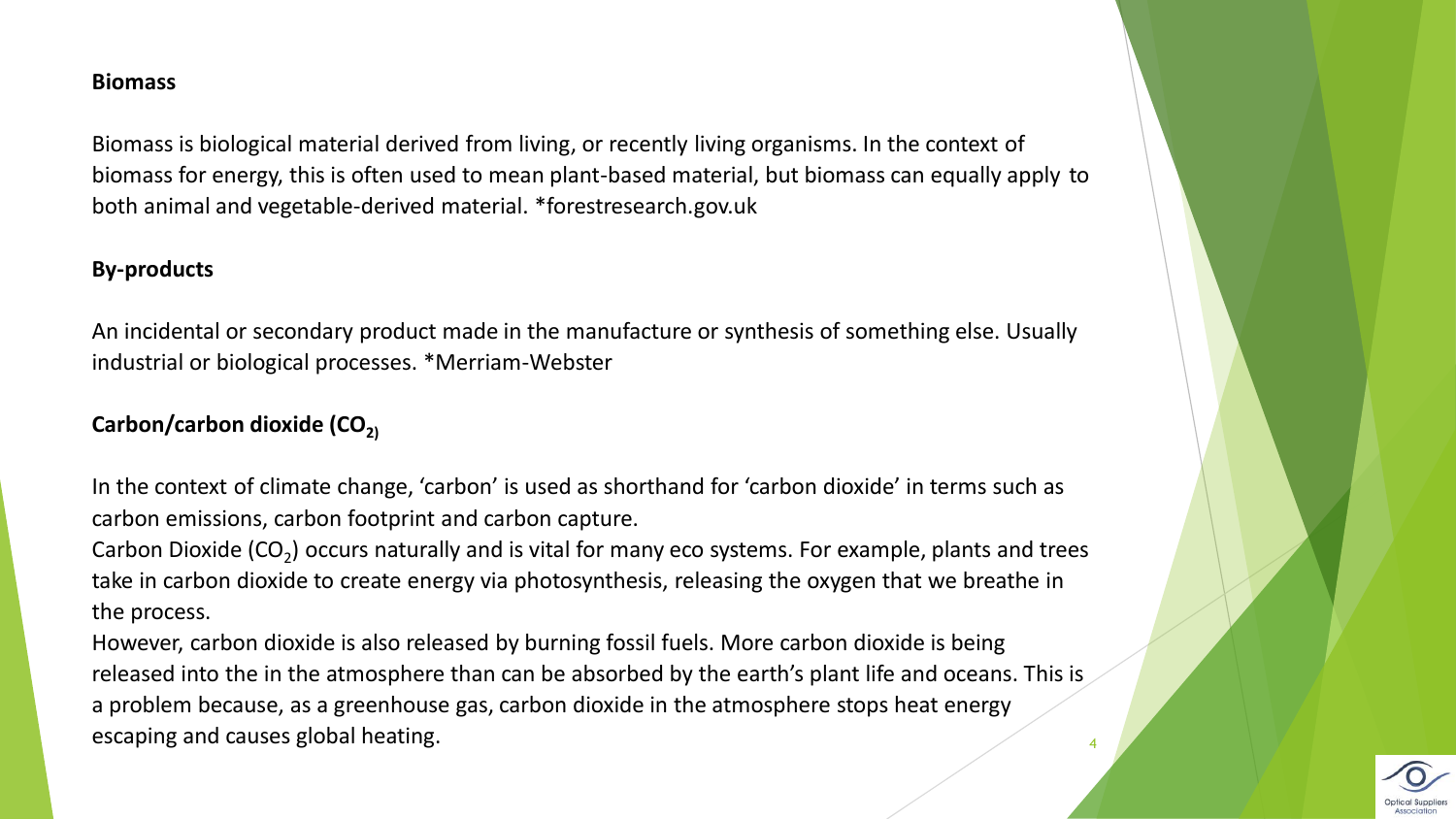**Biomass**

Biomass is biological material derived from living, or recently living organisms. In the context of biomass for energy, this is often used to mean plant-based material, but biomass can equally apply to both animal and vegetable-derived material. *forestresearch.gov.uk

**By-products**

An incidental or secondary product made in the manufacture or synthesis of something else. Usually industrial or biological processes. *Merriam-Webster

**Carbon/carbon dioxide ($CO_{2)}$**

In the context of climate change, 'carbon' is used as shorthand for 'carbon dioxide' in terms such as carbon emissions, carbon footprint and carbon capture.
Carbon Dioxide ($CO_2$) occurs naturally and is vital for many eco systems. For example, plants and trees take in carbon dioxide to create energy via photosynthesis, releasing the oxygen that we breathe in the process.
However, carbon dioxide is also released by burning fossil fuels. More carbon dioxide is being released into the in the atmosphere than can be absorbed by the earth's plant life and oceans. This is a problem because, as a greenhouse gas, carbon dioxide in the atmosphere stops heat energy escaping and causes global heating.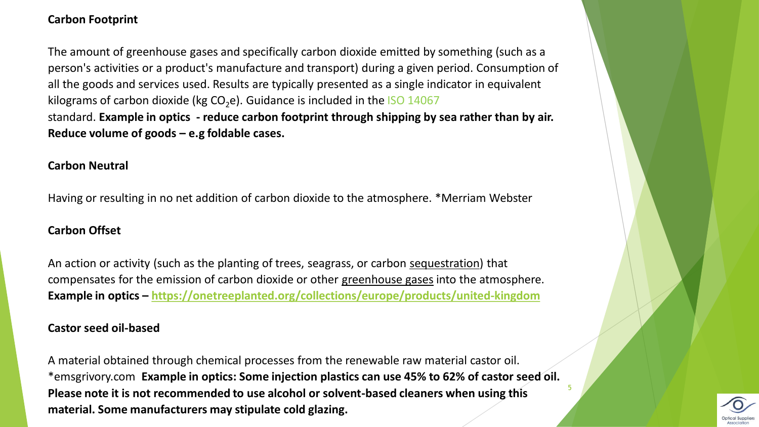**Carbon Footprint**

The amount of greenhouse gases and specifically carbon dioxide emitted by something (such as a person's activities or a product's manufacture and transport) during a given period. Consumption of all the goods and services used. Results are typically presented as a single indicator in equivalent kilograms of carbon dioxide (kg $CO_2$e). Guidance is included in the ISO 14067 standard. **Example in optics - reduce carbon footprint through shipping by sea rather than by air. Reduce volume of goods – e.g foldable cases.**

**Carbon Neutral**

Having or resulting in no net addition of carbon dioxide to the atmosphere. *Merriam Webster

**Carbon Offset**

An action or activity (such as the planting of trees, seagrass, or carbon sequestration) that compensates for the emission of carbon dioxide or other greenhouse gases into the atmosphere. **Example in optics – https://onetreeplanted.org/collections/europe/products/united-kingdom**

**Castor seed oil-based**

A material obtained through chemical processes from the renewable raw material castor oil. *emsgrivory.com **Example in optics: Some injection plastics can use 45% to 62% of castor seed oil. Please note it is not recommended to use alcohol or solvent-based cleaners when using this material. Some manufacturers may stipulate cold glazing.**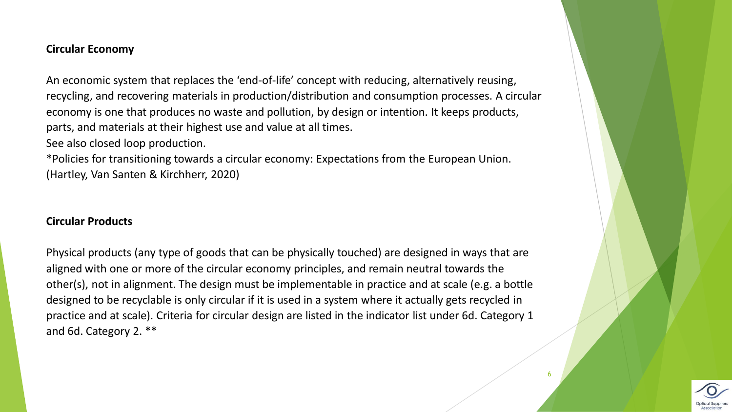**Circular Economy**

An economic system that replaces the 'end-of-life' concept with reducing, alternatively reusing, recycling, and recovering materials in production/distribution and consumption processes. A circular economy is one that produces no waste and pollution, by design or intention. It keeps products, parts, and materials at their highest use and value at all times.
See also closed loop production.
*Policies for transitioning towards a circular economy: Expectations from the European Union. (Hartley, Van Santen & Kirchherr, 2020)

**Circular Products**

Physical products (any type of goods that can be physically touched) are designed in ways that are aligned with one or more of the circular economy principles, and remain neutral towards the other(s), not in alignment. The design must be implementable in practice and at scale (e.g. a bottle designed to be recyclable is only circular if it is used in a system where it actually gets recycled in practice and at scale). Criteria for circular design are listed in the indicator list under 6d. Category 1 and 6d. Category 2. **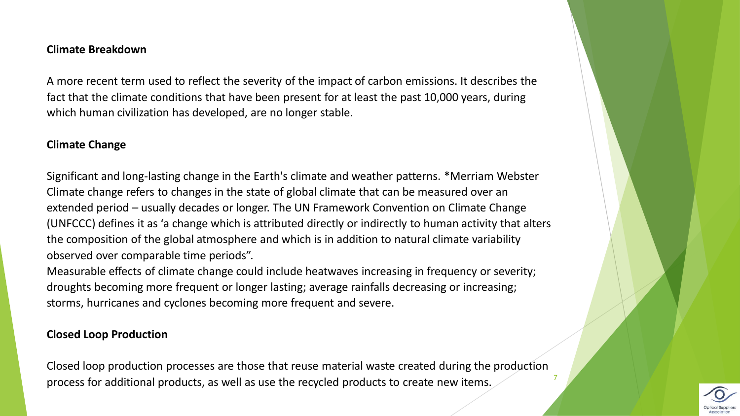**Climate Breakdown**

A more recent term used to reflect the severity of the impact of carbon emissions. It describes the fact that the climate conditions that have been present for at least the past 10,000 years, during which human civilization has developed, are no longer stable.

**Climate Change**

Significant and long-lasting change in the Earth's climate and weather patterns. *Merriam Webster
Climate change refers to changes in the state of global climate that can be measured over an extended period – usually decades or longer. The UN Framework Convention on Climate Change (UNFCCC) defines it as 'a change which is attributed directly or indirectly to human activity that alters the composition of the global atmosphere and which is in addition to natural climate variability observed over comparable time periods".
Measurable effects of climate change could include heatwaves increasing in frequency or severity; droughts becoming more frequent or longer lasting; average rainfalls decreasing or increasing; storms, hurricanes and cyclones becoming more frequent and severe.

**Closed Loop Production**

Closed loop production processes are those that reuse material waste created during the production process for additional products, as well as use the recycled products to create new items.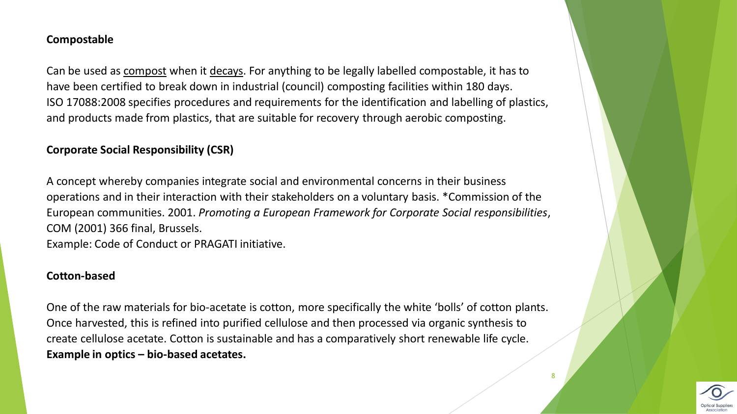**Compostable**

Can be used as compost when it decays. For anything to be legally labelled compostable, it has to have been certified to break down in industrial (council) composting facilities within 180 days. ISO 17088:2008 specifies procedures and requirements for the identification and labelling of plastics, and products made from plastics, that are suitable for recovery through aerobic composting.

**Corporate Social Responsibility (CSR)**

A concept whereby companies integrate social and environmental concerns in their business operations and in their interaction with their stakeholders on a voluntary basis. *Commission of the European communities. 2001. *Promoting a European Framework for Corporate Social responsibilities*, COM (2001) 366 final, Brussels.
Example: Code of Conduct or PRAGATI initiative.

**Cotton-based**

One of the raw materials for bio-acetate is cotton, more specifically the white 'bolls' of cotton plants. Once harvested, this is refined into purified cellulose and then processed via organic synthesis to create cellulose acetate. Cotton is sustainable and has a comparatively short renewable life cycle.
**Example in optics – bio-based acetates.**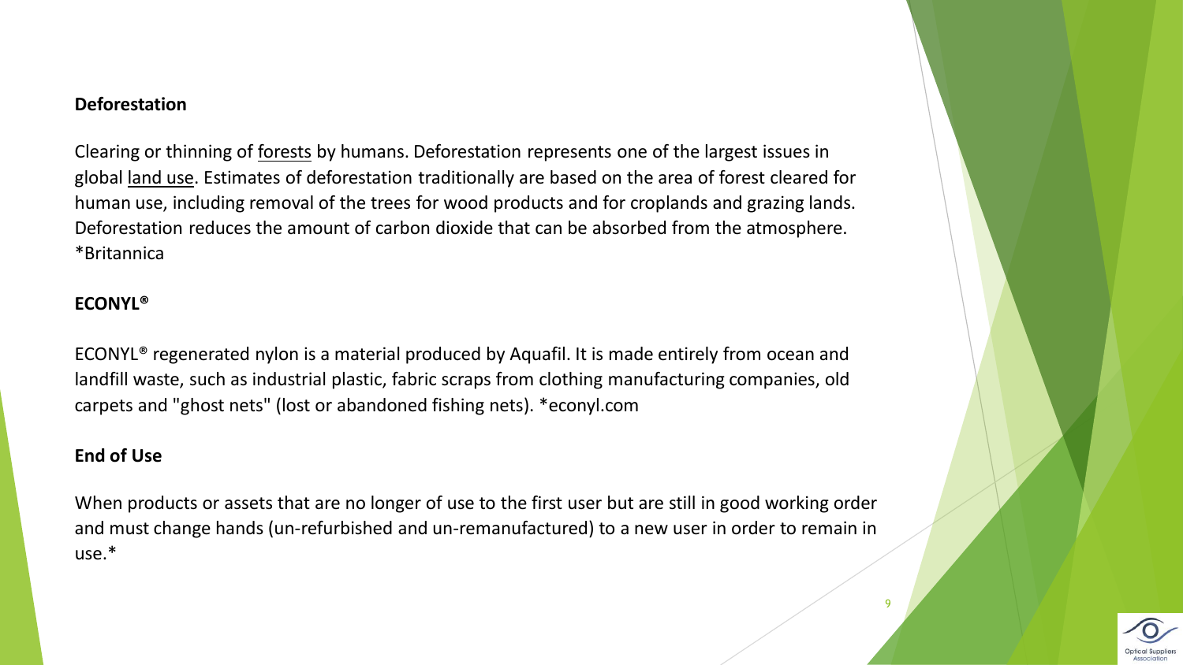**Deforestation**

Clearing or thinning of forests by humans. Deforestation represents one of the largest issues in global land use. Estimates of deforestation traditionally are based on the area of forest cleared for human use, including removal of the trees for wood products and for croplands and grazing lands. Deforestation reduces the amount of carbon dioxide that can be absorbed from the atmosphere. *Britannica

**ECONYL®**

ECONYL® regenerated nylon is a material produced by Aquafil. It is made entirely from ocean and landfill waste, such as industrial plastic, fabric scraps from clothing manufacturing companies, old carpets and "ghost nets" (lost or abandoned fishing nets). *econyl.com

**End of Use**

When products or assets that are no longer of use to the first user but are still in good working order and must change hands (un-refurbished and un-remanufactured) to a new user in order to remain in use.*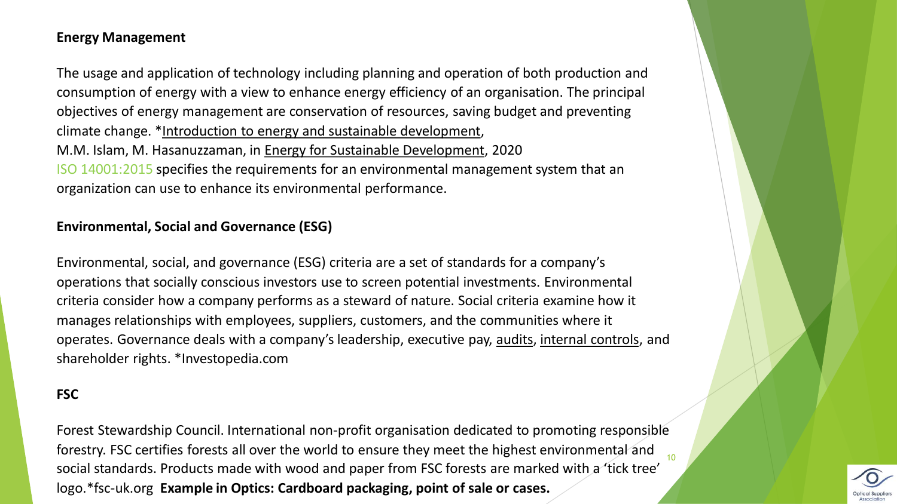## Energy Management

The usage and application of technology including planning and operation of both production and consumption of energy with a view to enhance energy efficiency of an organisation. The principal objectives of energy management are conservation of resources, saving budget and preventing climate change. *Introduction to energy and sustainable development,
M.M. Islam, M. Hasanuzzaman, in Energy for Sustainable Development, 2020
ISO 14001:2015 specifies the requirements for an environmental management system that an organization can use to enhance its environmental performance.

## Environmental, Social and Governance (ESG)

Environmental, social, and governance (ESG) criteria are a set of standards for a company's operations that socially conscious investors use to screen potential investments. Environmental criteria consider how a company performs as a steward of nature. Social criteria examine how it manages relationships with employees, suppliers, customers, and the communities where it operates. Governance deals with a company's leadership, executive pay, audits, internal controls, and shareholder rights. *Investopedia.com

## FSC

Forest Stewardship Council. International non-profit organisation dedicated to promoting responsible forestry. FSC certifies forests all over the world to ensure they meet the highest environmental and social standards. Products made with wood and paper from FSC forests are marked with a 'tick tree' logo.*fsc-uk.org **Example in Optics: Cardboard packaging, point of sale or cases.**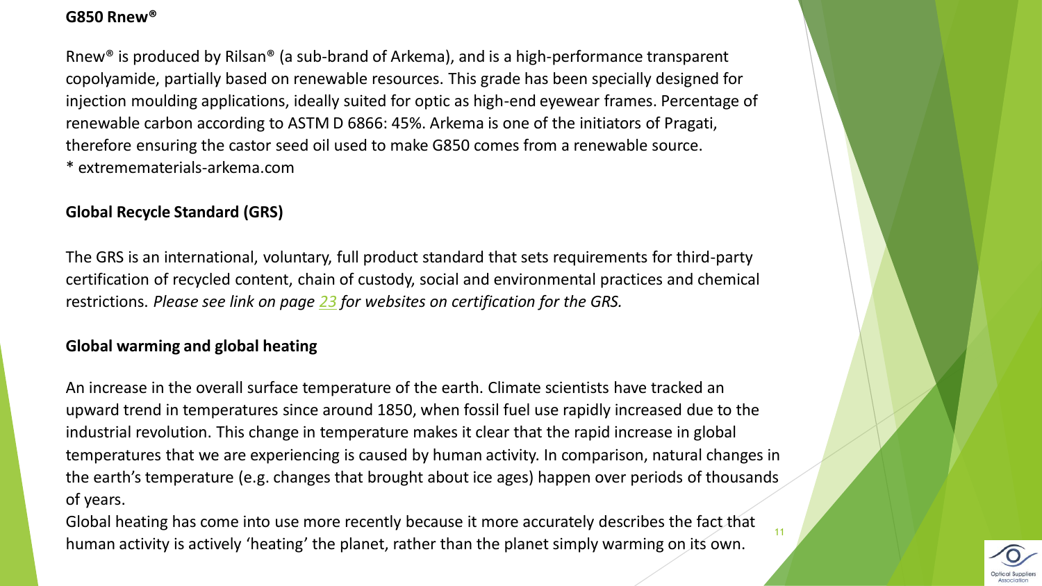**G850 Rnew®**

Rnew® is produced by Rilsan® (a sub-brand of Arkema), and is a high-performance transparent copolyamide, partially based on renewable resources. This grade has been specially designed for injection moulding applications, ideally suited for optic as high-end eyewear frames. Percentage of renewable carbon according to ASTM D 6866: 45%. Arkema is one of the initiators of Pragati, therefore ensuring the castor seed oil used to make G850 comes from a renewable source.
* extremematerials-arkema.com

**Global Recycle Standard (GRS)**

The GRS is an international, voluntary, full product standard that sets requirements for third-party certification of recycled content, chain of custody, social and environmental practices and chemical restrictions. *Please see link on page 23 for websites on certification for the GRS.*

**Global warming and global heating**

An increase in the overall surface temperature of the earth. Climate scientists have tracked an upward trend in temperatures since around 1850, when fossil fuel use rapidly increased due to the industrial revolution. This change in temperature makes it clear that the rapid increase in global temperatures that we are experiencing is caused by human activity. In comparison, natural changes in the earth's temperature (e.g. changes that brought about ice ages) happen over periods of thousands of years.
Global heating has come into use more recently because it more accurately describes the fact that human activity is actively 'heating' the planet, rather than the planet simply warming on its own.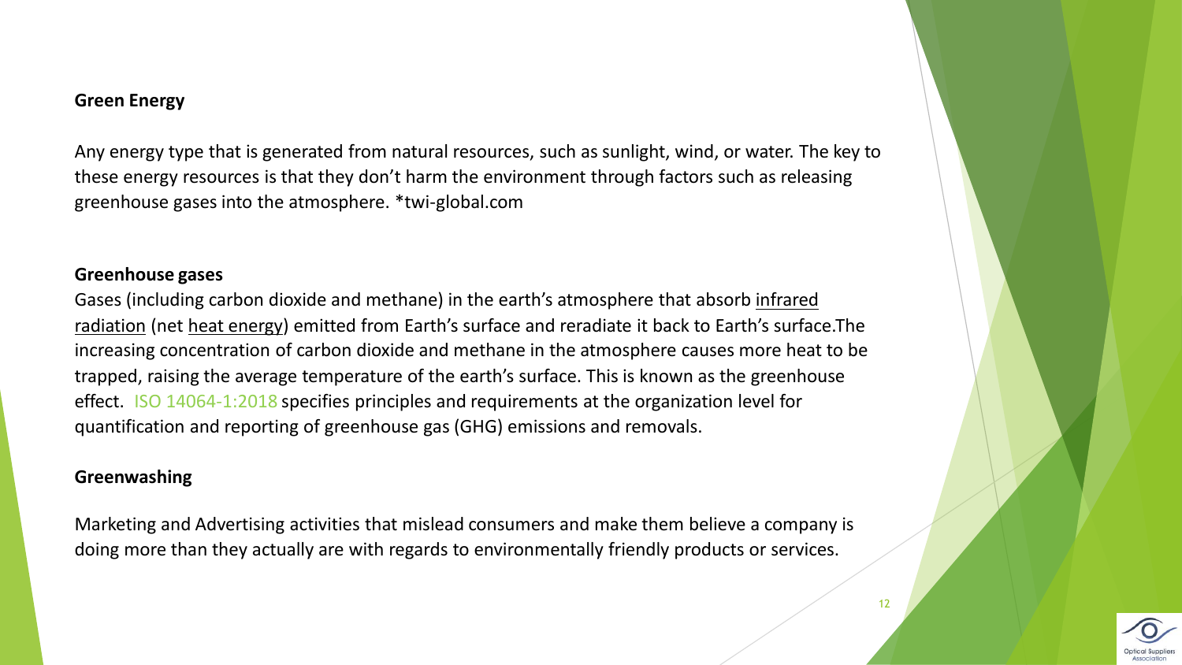**Green Energy**

Any energy type that is generated from natural resources, such as sunlight, wind, or water. The key to these energy resources is that they don't harm the environment through factors such as releasing greenhouse gases into the atmosphere. *twi-global.com

**Greenhouse gases**

Gases (including carbon dioxide and methane) in the earth's atmosphere that absorb infrared radiation (net heat energy) emitted from Earth's surface and reradiate it back to Earth's surface.The increasing concentration of carbon dioxide and methane in the atmosphere causes more heat to be trapped, raising the average temperature of the earth's surface. This is known as the greenhouse effect. ISO 14064-1:2018 specifies principles and requirements at the organization level for quantification and reporting of greenhouse gas (GHG) emissions and removals.

**Greenwashing**

Marketing and Advertising activities that mislead consumers and make them believe a company is doing more than they actually are with regards to environmentally friendly products or services.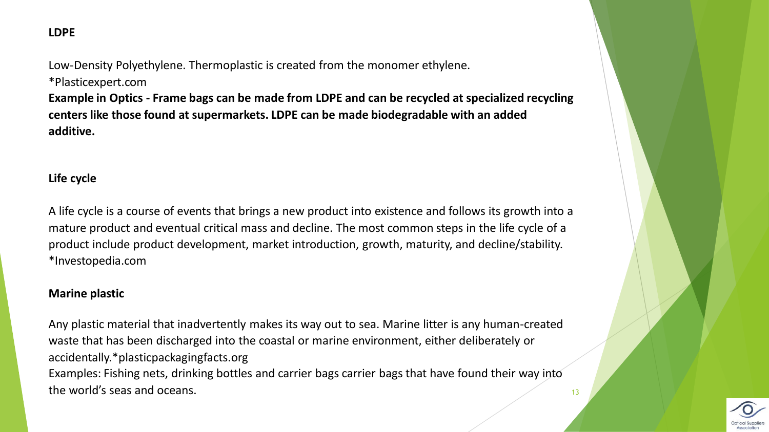**LDPE**

Low-Density Polyethylene. Thermoplastic is created from the monomer ethylene.
*Plasticexpert.com

**Example in Optics - Frame bags can be made from LDPE and can be recycled at specialized recycling centers like those found at supermarkets. LDPE can be made biodegradable with an added additive.**

**Life cycle**

A life cycle is a course of events that brings a new product into existence and follows its growth into a mature product and eventual critical mass and decline. The most common steps in the life cycle of a product include product development, market introduction, growth, maturity, and decline/stability.
*Investopedia.com

**Marine plastic**

Any plastic material that inadvertently makes its way out to sea. Marine litter is any human-created waste that has been discharged into the coastal or marine environment, either deliberately or accidentally.*plasticpackagingfacts.org
Examples: Fishing nets, drinking bottles and carrier bags carrier bags that have found their way into the world's seas and oceans.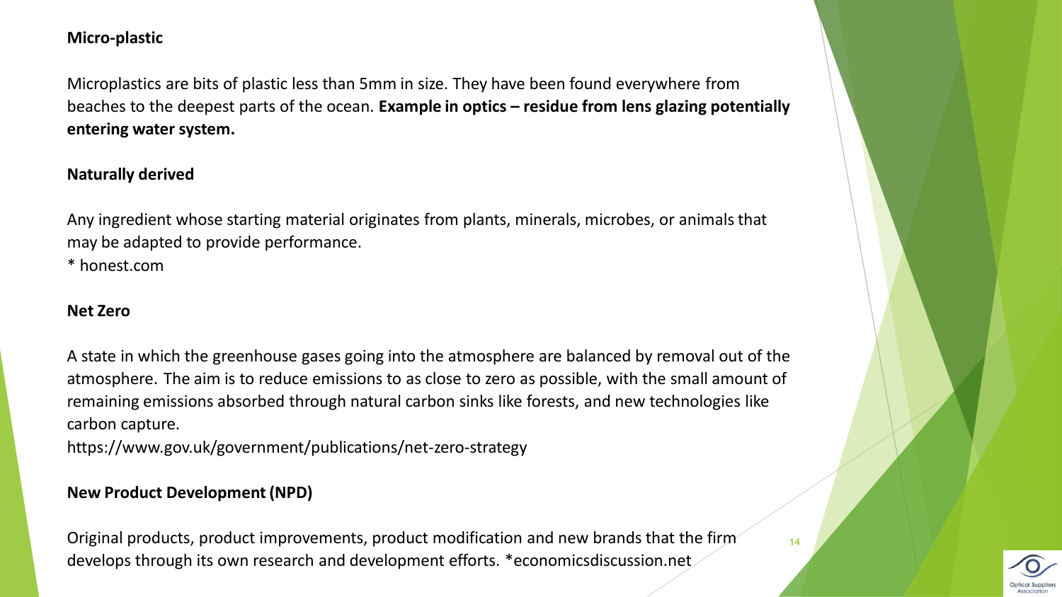**Micro-plastic**

Microplastics are bits of plastic less than 5mm in size. They have been found everywhere from beaches to the deepest parts of the ocean. **Example in optics – residue from lens glazing potentially entering water system.**

**Naturally derived**

Any ingredient whose starting material originates from plants, minerals, microbes, or animals that may be adapted to provide performance.
* honest.com

**Net Zero**

A state in which the greenhouse gases going into the atmosphere are balanced by removal out of the atmosphere. The aim is to reduce emissions to as close to zero as possible, with the small amount of remaining emissions absorbed through natural carbon sinks like forests, and new technologies like carbon capture.
https://www.gov.uk/government/publications/net-zero-strategy

**New Product Development (NPD)**

Original products, product improvements, product modification and new brands that the firm develops through its own research and development efforts. *economicsdiscussion.net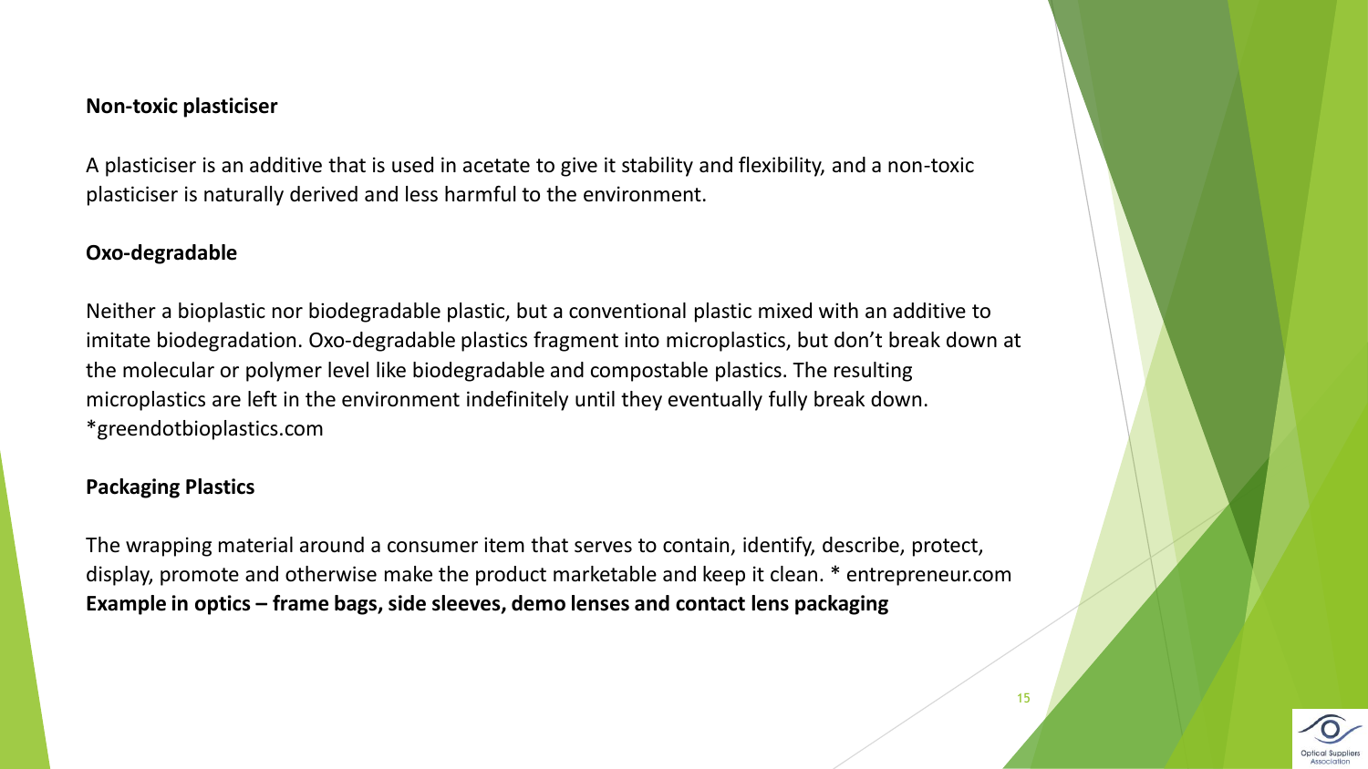**Non-toxic plasticiser**

A plasticiser is an additive that is used in acetate to give it stability and flexibility, and a non-toxic plasticiser is naturally derived and less harmful to the environment.

**Oxo-degradable**

Neither a bioplastic nor biodegradable plastic, but a conventional plastic mixed with an additive to imitate biodegradation. Oxo-degradable plastics fragment into microplastics, but don't break down at the molecular or polymer level like biodegradable and compostable plastics. The resulting microplastics are left in the environment indefinitely until they eventually fully break down. *greendotbioplastics.com

**Packaging Plastics**

The wrapping material around a consumer item that serves to contain, identify, describe, protect, display, promote and otherwise make the product marketable and keep it clean. * entrepreneur.com
**Example in optics – frame bags, side sleeves, demo lenses and contact lens packaging**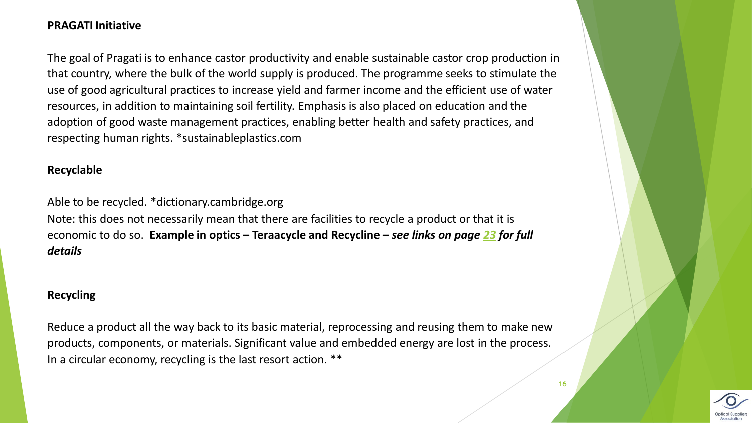**PRAGATI Initiative**

The goal of Pragati is to enhance castor productivity and enable sustainable castor crop production in that country, where the bulk of the world supply is produced. The programme seeks to stimulate the use of good agricultural practices to increase yield and farmer income and the efficient use of water resources, in addition to maintaining soil fertility. Emphasis is also placed on education and the adoption of good waste management practices, enabling better health and safety practices, and respecting human rights. *sustainableplastics.com

**Recyclable**

Able to be recycled. *dictionary.cambridge.org
Note: this does not necessarily mean that there are facilities to recycle a product or that it is economic to do so. **Example in optics – Teraacycle and Recycline –** ***see links on page 23 for full details***

**Recycling**

Reduce a product all the way back to its basic material, reprocessing and reusing them to make new products, components, or materials. Significant value and embedded energy are lost in the process. In a circular economy, recycling is the last resort action. **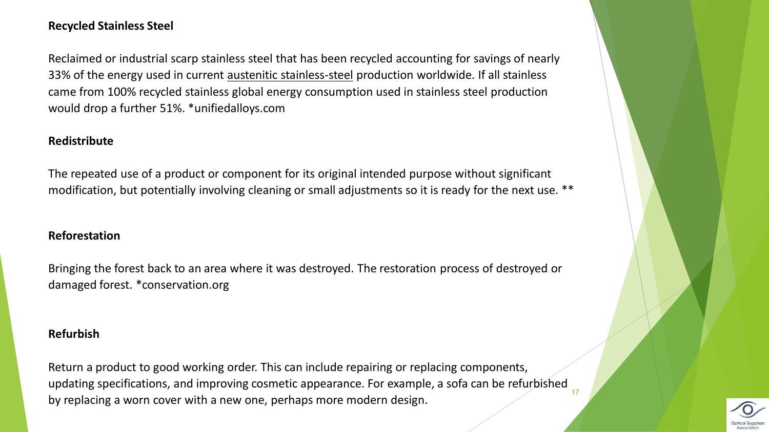**Recycled Stainless Steel**

Reclaimed or industrial scarp stainless steel that has been recycled accounting for savings of nearly 33% of the energy used in current austenitic stainless-steel production worldwide. If all stainless came from 100% recycled stainless global energy consumption used in stainless steel production would drop a further 51%. *unifiedalloys.com

**Redistribute**

The repeated use of a product or component for its original intended purpose without significant modification, but potentially involving cleaning or small adjustments so it is ready for the next use. **

**Reforestation**

Bringing the forest back to an area where it was destroyed. The restoration process of destroyed or damaged forest. *conservation.org

**Refurbish**

Return a product to good working order. This can include repairing or replacing components, updating specifications, and improving cosmetic appearance. For example, a sofa can be refurbished by replacing a worn cover with a new one, perhaps more modern design.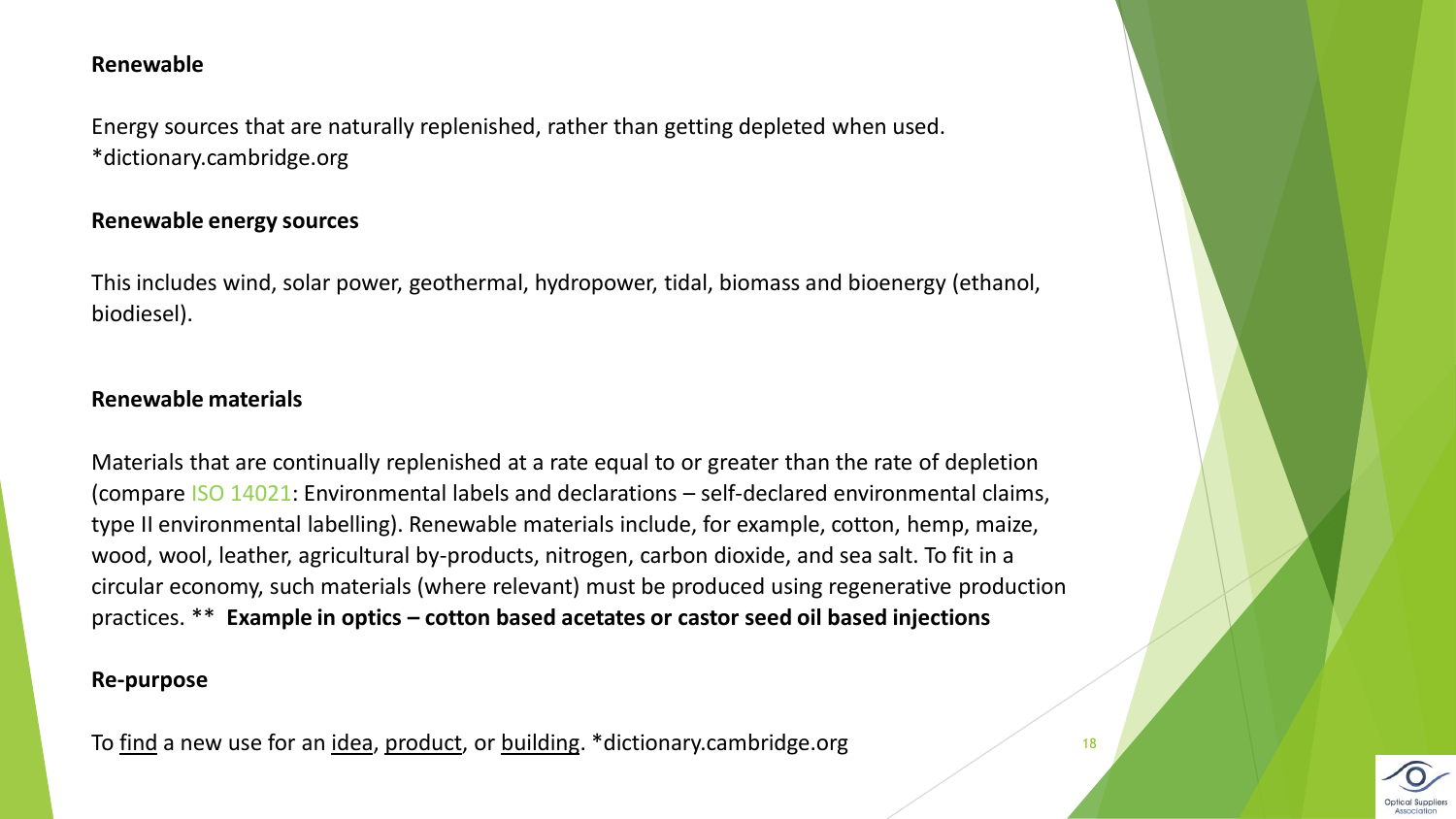**Renewable**

Energy sources that are naturally replenished, rather than getting depleted when used. *dictionary.cambridge.org

**Renewable energy sources**

This includes wind, solar power, geothermal, hydropower, tidal, biomass and bioenergy (ethanol, biodiesel).

**Renewable materials**

Materials that are continually replenished at a rate equal to or greater than the rate of depletion (compare ISO 14021: Environmental labels and declarations – self-declared environmental claims, type II environmental labelling). Renewable materials include, for example, cotton, hemp, maize, wood, wool, leather, agricultural by-products, nitrogen, carbon dioxide, and sea salt. To fit in a circular economy, such materials (where relevant) must be produced using regenerative production practices. ** **Example in optics – cotton based acetates or castor seed oil based injections**

**Re-purpose**

To find a new use for an idea, product, or building. *dictionary.cambridge.org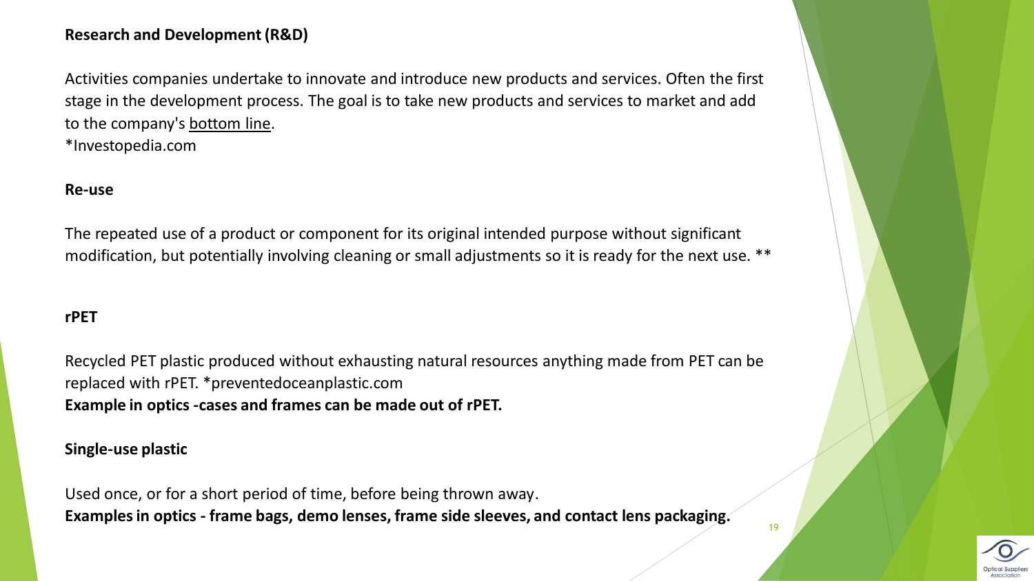**Research and Development (R&D)**

Activities companies undertake to innovate and introduce new products and services. Often the first stage in the development process. The goal is to take new products and services to market and add to the company's bottom line.
*Investopedia.com

**Re-use**

The repeated use of a product or component for its original intended purpose without significant modification, but potentially involving cleaning or small adjustments so it is ready for the next use. **

**rPET**

Recycled PET plastic produced without exhausting natural resources anything made from PET can be replaced with rPET. *preventedoceanplastic.com
**Example in optics -cases and frames can be made out of rPET.**

**Single-use plastic**

Used once, or for a short period of time, before being thrown away.
**Examples in optics - frame bags, demo lenses, frame side sleeves, and contact lens packaging.**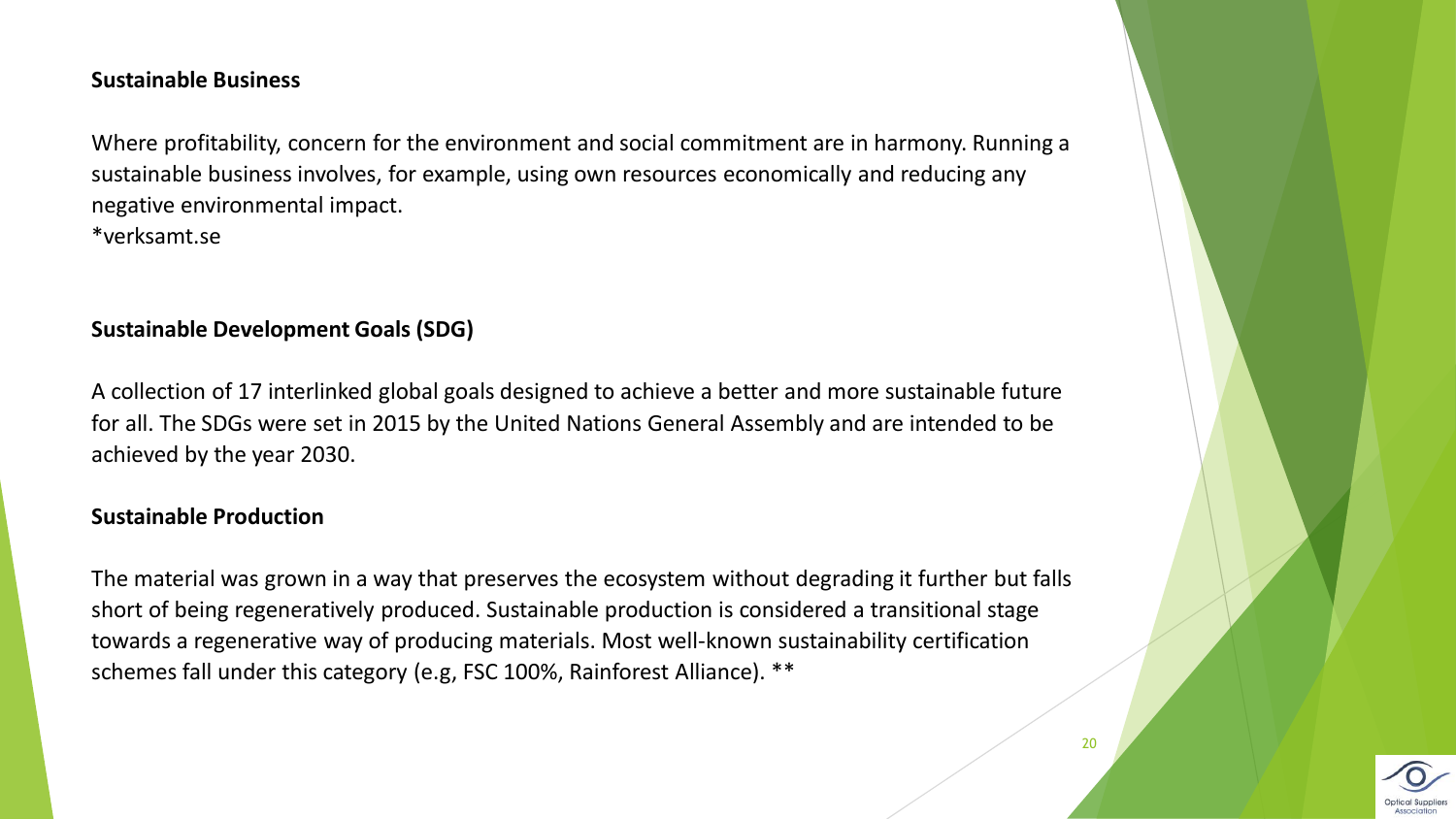**Sustainable Business**

Where profitability, concern for the environment and social commitment are in harmony. Running a sustainable business involves, for example, using own resources economically and reducing any negative environmental impact.
*verksamt.se

**Sustainable Development Goals (SDG)**

A collection of 17 interlinked global goals designed to achieve a better and more sustainable future for all. The SDGs were set in 2015 by the United Nations General Assembly and are intended to be achieved by the year 2030.

**Sustainable Production**

The material was grown in a way that preserves the ecosystem without degrading it further but falls short of being regeneratively produced. Sustainable production is considered a transitional stage towards a regenerative way of producing materials. Most well-known sustainability certification schemes fall under this category (e.g, FSC 100%, Rainforest Alliance). **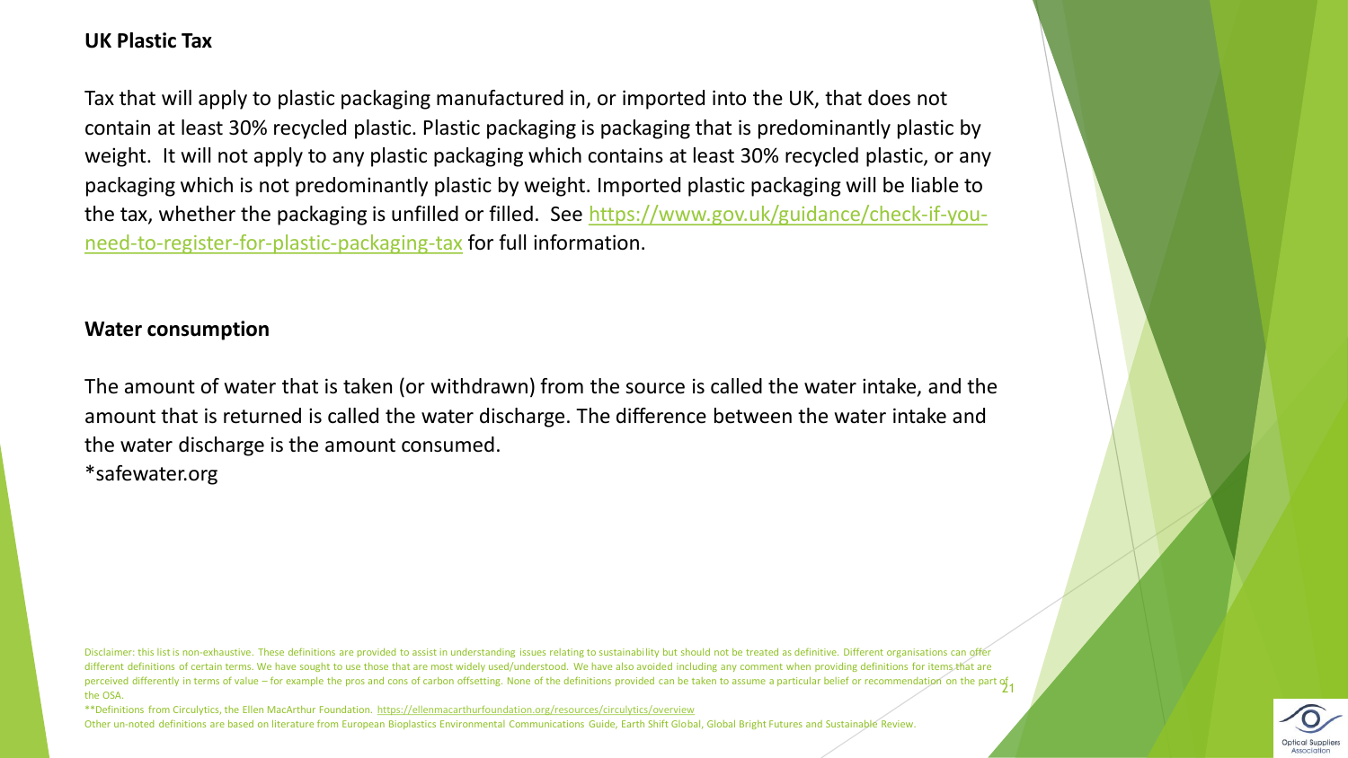**UK Plastic Tax**

Tax that will apply to plastic packaging manufactured in, or imported into the UK, that does not contain at least 30% recycled plastic. Plastic packaging is packaging that is predominantly plastic by weight. It will not apply to any plastic packaging which contains at least 30% recycled plastic, or any packaging which is not predominantly plastic by weight. Imported plastic packaging will be liable to the tax, whether the packaging is unfilled or filled. See [https://www.gov.uk/guidance/check-if-you-need-to-register-for-plastic-packaging-tax](https://www.gov.uk/guidance/check-if-you-need-to-register-for-plastic-packaging-tax) for full information.

**Water consumption**

The amount of water that is taken (or withdrawn) from the source is called the water intake, and the amount that is returned is called the water discharge. The difference between the water intake and the water discharge is the amount consumed.
*safewater.org

Disclaimer: this list is non-exhaustive. These definitions are provided to assist in understanding issues relating to sustainability but should not be treated as definitive. Different organisations can offer different definitions of certain terms. We have sought to use those that are most widely used/understood. We have also avoided including any comment when providing definitions for items that are perceived differently in terms of value – for example the pros and cons of carbon offsetting. None of the definitions provided can be taken to assume a particular belief or recommendation on the part of the OSA.

**Definitions from Circulytics, the Ellen MacArthur Foundation. https://ellenmacarthurfoundation.org/resources/circulytics/overview

Other un-noted definitions are based on literature from European Bioplastics Environmental Communications Guide, Earth Shift Global, Global Bright Futures and Sustainable Review.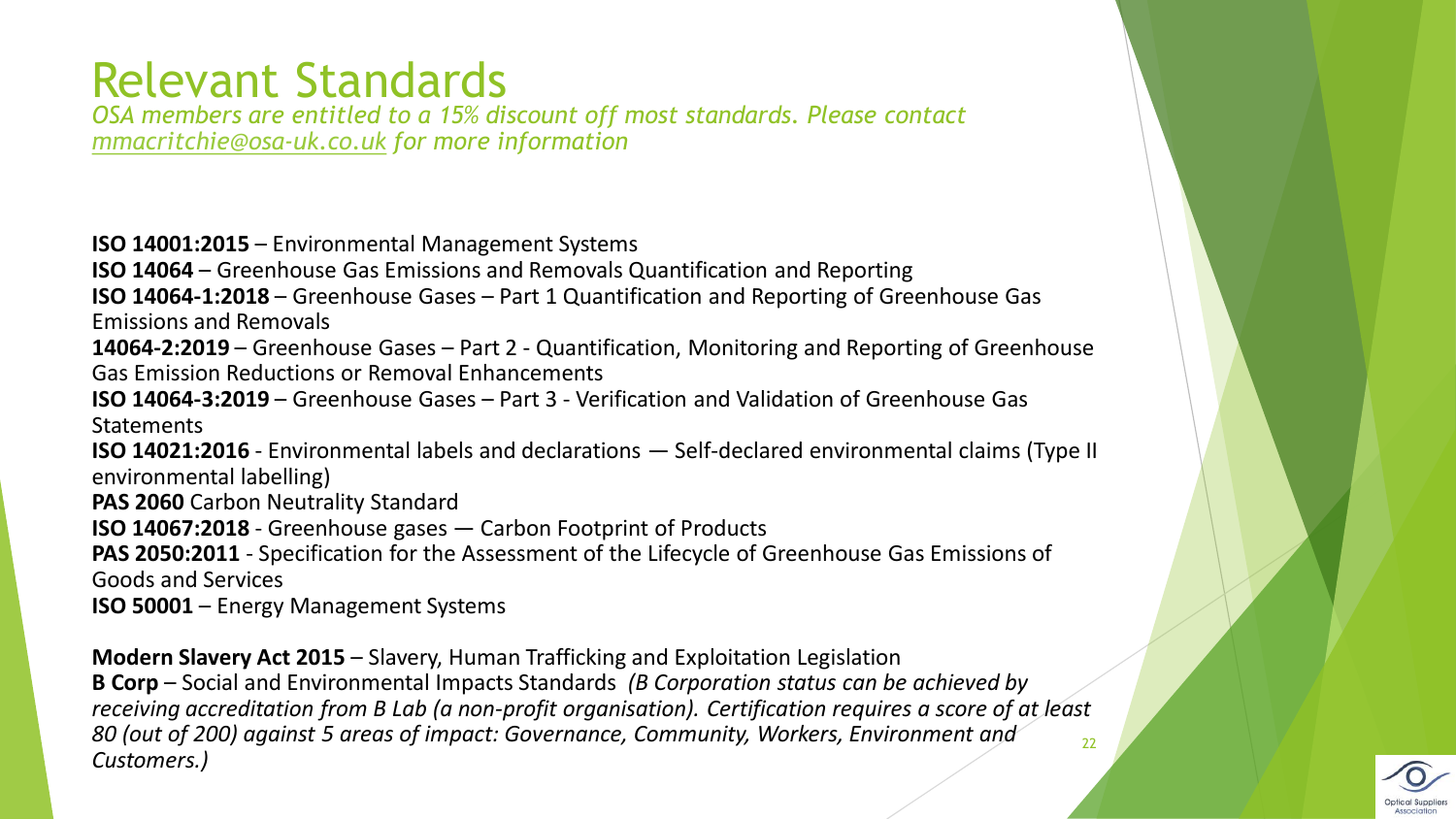# Relevant Standards

*OSA members are entitled to a 15% discount off most standards. Please contact mmacritchie@osa-uk.co.uk for more information*

**ISO 14001:2015** – Environmental Management Systems
**ISO 14064** – Greenhouse Gas Emissions and Removals Quantification and Reporting
**ISO 14064-1:2018** – Greenhouse Gases – Part 1 Quantification and Reporting of Greenhouse Gas Emissions and Removals
**14064-2:2019** – Greenhouse Gases – Part 2 - Quantification, Monitoring and Reporting of Greenhouse Gas Emission Reductions or Removal Enhancements
**ISO 14064-3:2019** – Greenhouse Gases – Part 3 - Verification and Validation of Greenhouse Gas Statements
**ISO 14021:2016** - Environmental labels and declarations — Self-declared environmental claims (Type II environmental labelling)
**PAS 2060** Carbon Neutrality Standard
**ISO 14067:2018** - Greenhouse gases — Carbon Footprint of Products
**PAS 2050:2011** - Specification for the Assessment of the Lifecycle of Greenhouse Gas Emissions of Goods and Services
**ISO 50001** – Energy Management Systems

**Modern Slavery Act 2015** – Slavery, Human Trafficking and Exploitation Legislation
**B Corp** – Social and Environmental Impacts Standards *(B Corporation status can be achieved by receiving accreditation from B Lab (a non-profit organisation). Certification requires a score of at least 80 (out of 200) against 5 areas of impact: Governance, Community, Workers, Environment and Customers.)*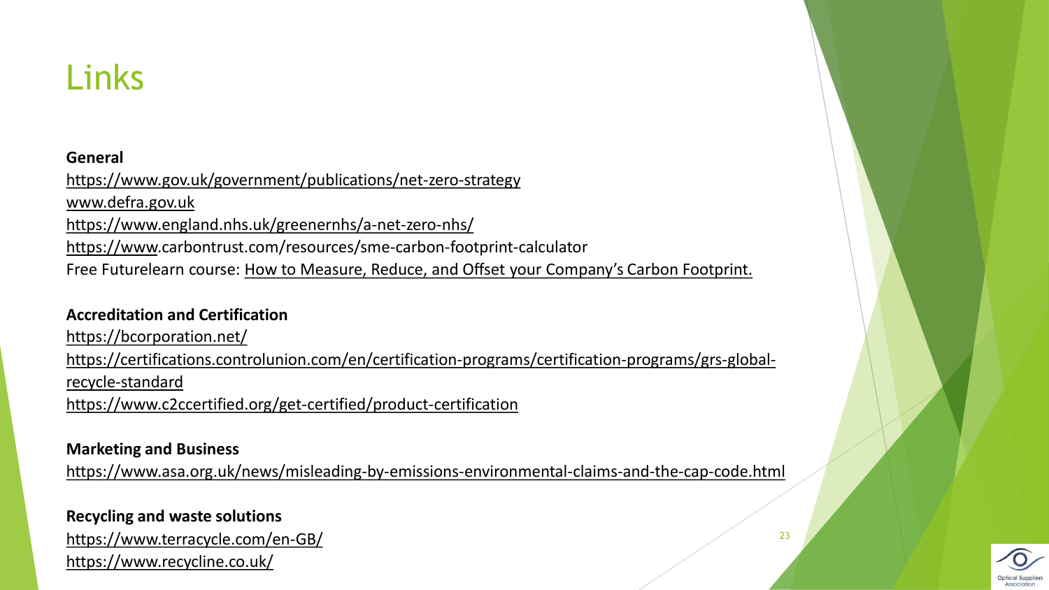# Links

**General**

https://www.gov.uk/government/publications/net-zero-strategy
www.defra.gov.uk
https://www.england.nhs.uk/greenernhs/a-net-zero-nhs/
https://www.carbontrust.com/resources/sme-carbon-footprint-calculator
Free Futurelearn course: How to Measure, Reduce, and Offset your Company's Carbon Footprint.

**Accreditation and Certification**

https://bcorporation.net/
https://certifications.controlunion.com/en/certification-programs/certification-programs/grs-global-recycle-standard
https://www.c2ccertified.org/get-certified/product-certification

**Marketing and Business**

https://www.asa.org.uk/news/misleading-by-emissions-environmental-claims-and-the-cap-code.html

**Recycling and waste solutions**

https://www.terracycle.com/en-GB/
https://www.recycline.co.uk/